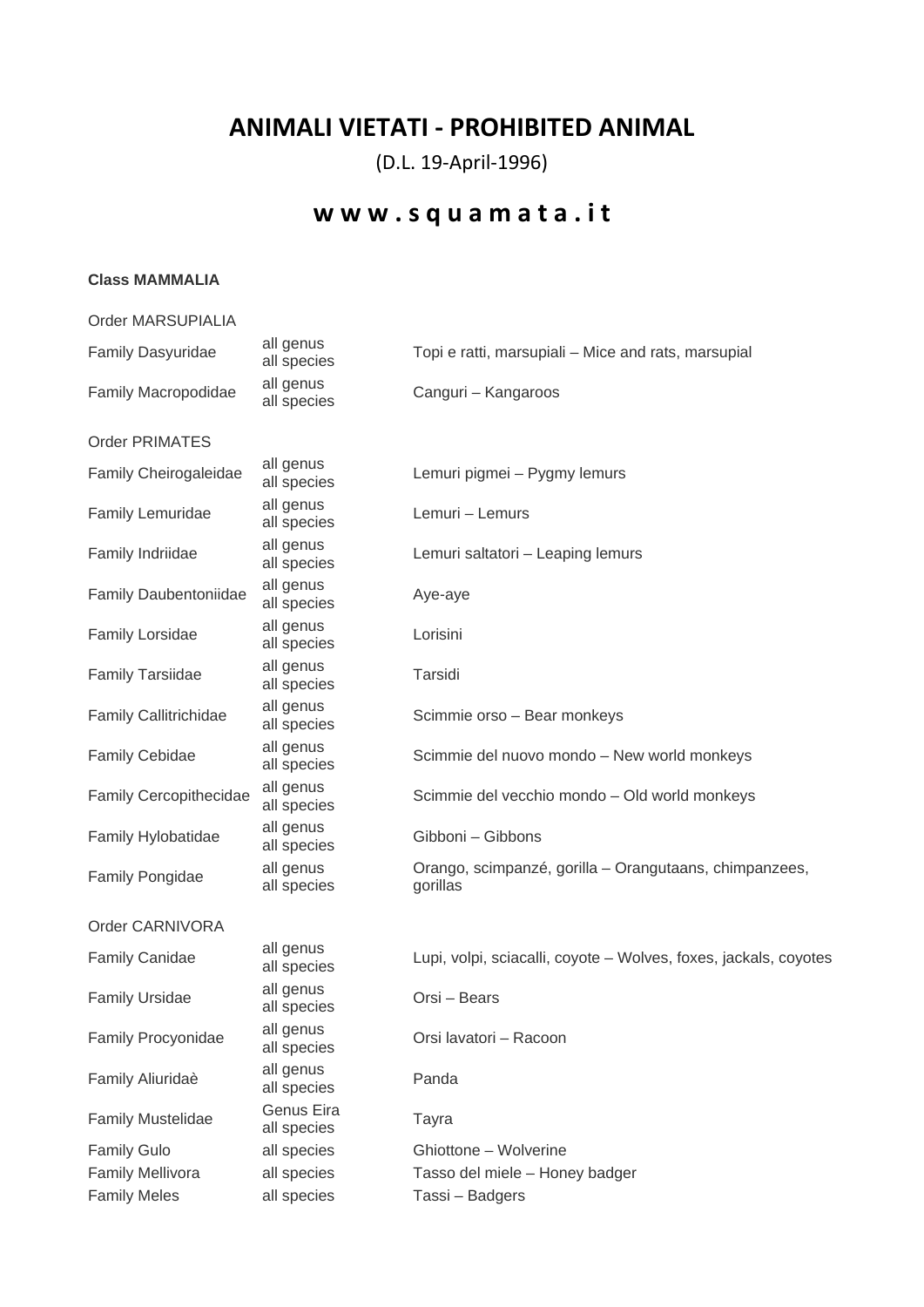# ANIMALI VIETATI - PROHIBITED ANIMAL

(D.L. 19-April-1996)

## w w w . s q u a m a t a . i t

**Class MAMMALIA**

| | | |
|---|---|---|
| Order MARSUPIALIA | | |
| Family Dasyuridae | all genus all species | Topi e ratti, marsupiali – Mice and rats, marsupial |
| Family Macropodidae | all genus all species | Canguri – Kangaroos |
| Order PRIMATES | | |
| Family Cheirogaleidae | all genus all species | Lemuri pigmei – Pygmy lemurs |
| Family Lemuridae | all genus all species | Lemuri – Lemurs |
| Family Indriidae | all genus all species | Lemuri saltatori – Leaping lemurs |
| Family Daubentoniidae | all genus all species | Aye-aye |
| Family Lorsidae | all genus all species | Lorisini |
| Family Tarsiidae | all genus all species | Tarsidi |
| Family Callitrichidae | all genus all species | Scimmie orso – Bear monkeys |
| Family Cebidae | all genus all species | Scimmie del nuovo mondo – New world monkeys |
| Family Cercopithecidae | all genus all species | Scimmie del vecchio mondo – Old world monkeys |
| Family Hylobatidae | all genus all species | Gibboni – Gibbons |
| Family Pongidae | all genus all species | Orango, scimpanzé, gorilla – Orangutaans, chimpanzees, gorillas |
| Order CARNIVORA | | |
| Family Canidae | all genus all species | Lupi, volpi, sciacalli, coyote – Wolves, foxes, jackals, coyotes |
| Family Ursidae | all genus all species | Orsi – Bears |
| Family Procyonidae | all genus all species | Orsi lavatori – Racoon |
| Family Aliuridaè | all genus all species | Panda |
| Family Mustelidae | Genus Eira all species | Tayra |
| Family Gulo | all species | Ghiottone – Wolverine |
| Family Mellivora | all species | Tasso del miele – Honey badger |
| Family Meles | all species | Tassi – Badgers |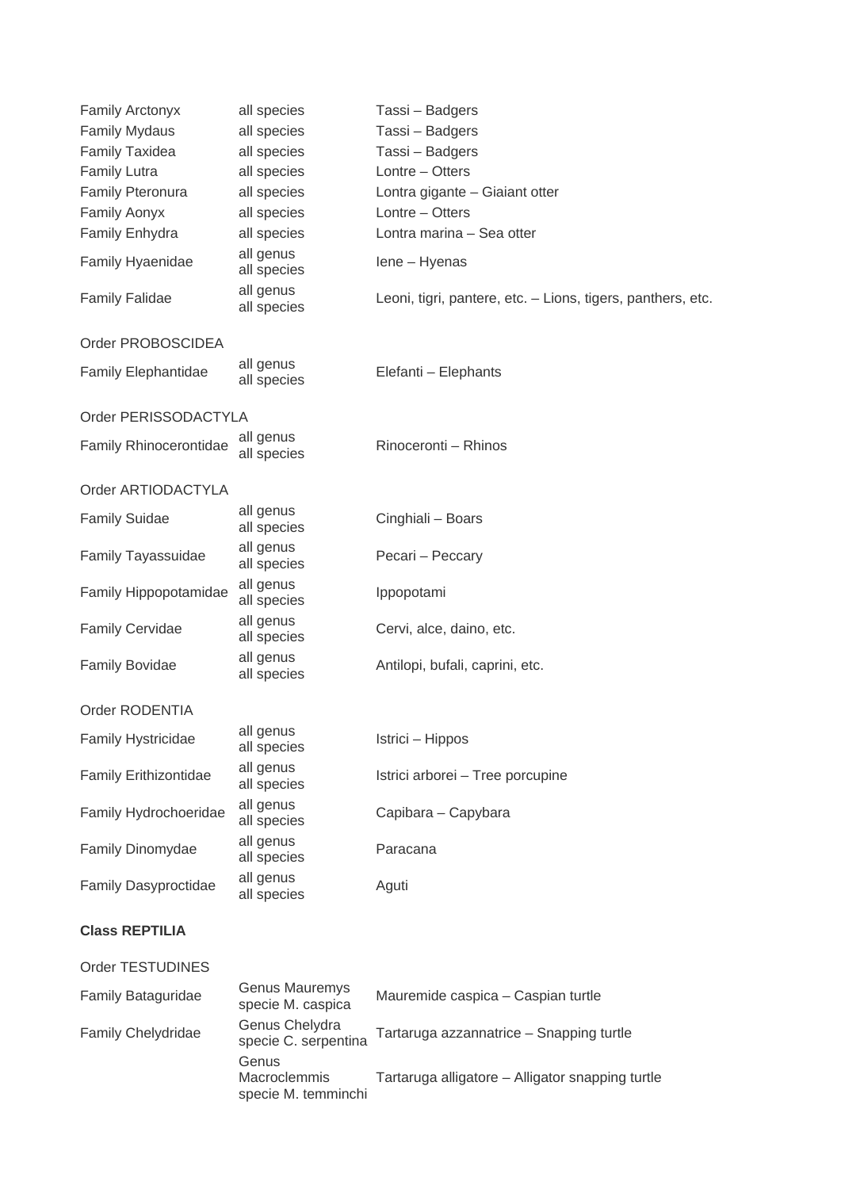| | | |
|---|---|---|
| Family Arctonyx | all species | Tassi – Badgers |
| Family Mydaus | all species | Tassi – Badgers |
| Family Taxidea | all species | Tassi – Badgers |
| Family Lutra | all species | Lontre – Otters |
| Family Pteronura | all species | Lontra gigante – Giaiant otter |
| Family Aonyx | all species | Lontre – Otters |
| Family Enhydra | all species | Lontra marina – Sea otter |
| Family Hyaenidae | all genus all species | Iene – Hyenas |
| Family Falidae | all genus all species | Leoni, tigri, pantere, etc. – Lions, tigers, panthers, etc. |

Order PROBOSCIDEA

| | | |
|---|---|---|
| Family Elephantidae | all genus all species | Elefanti – Elephants |

Order PERISSODACTYLA

| | | |
|---|---|---|
| Family Rhinocerontidae | all genus all species | Rinoceronti – Rhinos |

Order ARTIODACTYLA

| | | |
|---|---|---|
| Family Suidae | all genus all species | Cinghiali – Boars |
| Family Tayassuidae | all genus all species | Pecari – Peccary |
| Family Hippopotamidae | all genus all species | Ippopotami |
| Family Cervidae | all genus all species | Cervi, alce, daino, etc. |
| Family Bovidae | all genus all species | Antilopi, bufali, caprini, etc. |

Order RODENTIA

| | | |
|---|---|---|
| Family Hystricidae | all genus all species | Istrici – Hippos |
| Family Erithizontidae | all genus all species | Istrici arborei – Tree porcupine |
| Family Hydrochoeridae | all genus all species | Capibara – Capybara |
| Family Dinomydae | all genus all species | Paracana |
| Family Dasyproctidae | all genus all species | Aguti |

**Class REPTILIA**

Order TESTUDINES

| | | |
|---|---|---|
| Family Bataguridae | Genus Mauremys specie M. caspica | Mauremide caspica – Caspian turtle |
| Family Chelydridae | Genus Chelydra specie C. serpentina | Tartaruga azzannatrice – Snapping turtle |
| | Genus Macroclemmis specie M. temminchi | Tartaruga alligatore – Alligator snapping turtle |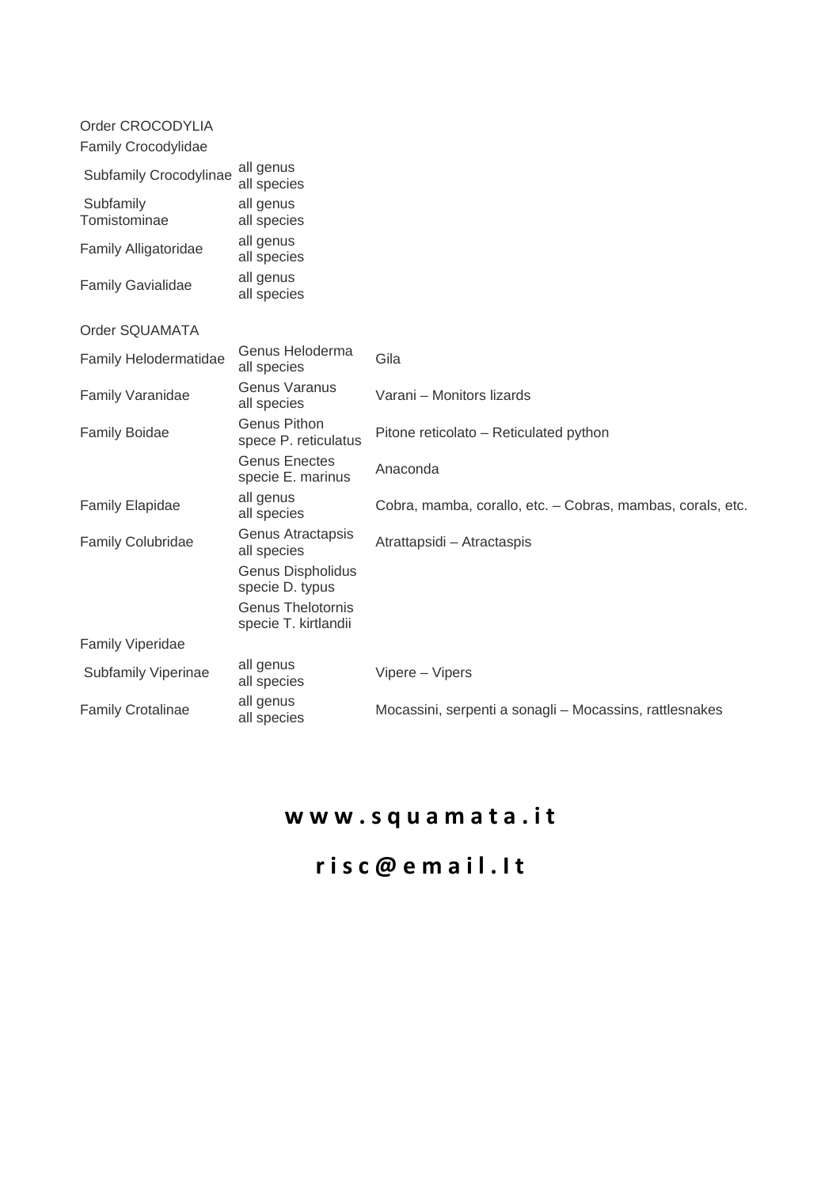| | | |
|---|---|---|
| Order CROCODYLIA | | |
| Family Crocodylidae | | |
| Subfamily Crocodylinae | all genus<br>all species | |
| Subfamily Tomistominae | all genus<br>all species | |
| Family Alligatoridae | all genus<br>all species | |
| Family Gavialidae | all genus<br>all species | |
| Order SQUAMATA | | |
| Family Helodermatidae | Genus Heloderma<br>all species | Gila |
| Family Varanidae | Genus Varanus<br>all species | Varani – Monitors lizards |
| Family Boidae | Genus Pithon<br>spece P. reticulatus | Pitone reticolato – Reticulated python |
| | Genus Enectes<br>specie E. marinus | Anaconda |
| Family Elapidae | all genus<br>all species | Cobra, mamba, corallo, etc. – Cobras, mambas, corals, etc. |
| Family Colubridae | Genus Atractapsis<br>all species | Atrattapsidi – Atractaspis |
| | Genus Dispholidus<br>specie D. typus | |
| | Genus Thelotornis<br>specie T. kirtlandii | |
| Family Viperidae | | |
| Subfamily Viperinae | all genus<br>all species | Vipere – Vipers |
| Family Crotalinae | all genus<br>all species | Mocassini, serpenti a sonagli – Mocassins, rattlesnakes |

**www.squamata.it**

**risc@email.It**